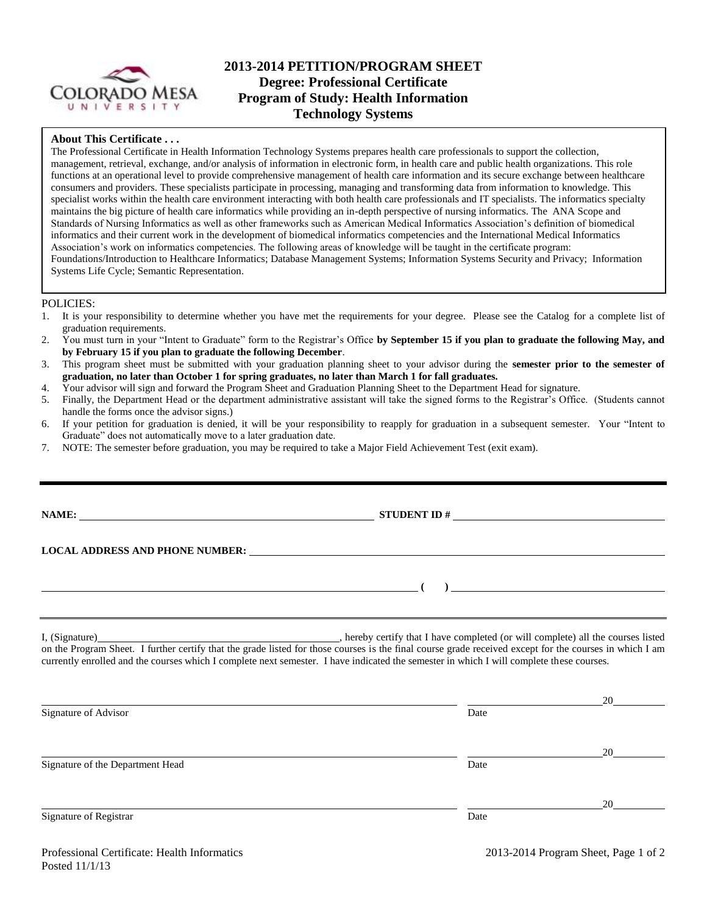# 2013-2014 PETITION/PROGRAM SHEET
## Degree: Professional Certificate
## Program of Study: Health Information Technology Systems

**About This Certificate . . .**

The Professional Certificate in Health Information Technology Systems prepares health care professionals to support the collection, management, retrieval, exchange, and/or analysis of information in electronic form, in health care and public health organizations. This role functions at an operational level to provide comprehensive management of health care information and its secure exchange between healthcare consumers and providers. These specialists participate in processing, managing and transforming data from information to knowledge. This specialist works within the health care environment interacting with both health care professionals and IT specialists. The informatics specialty maintains the big picture of health care informatics while providing an in-depth perspective of nursing informatics. The ANA Scope and Standards of Nursing Informatics as well as other frameworks such as American Medical Informatics Association's definition of biomedical informatics and their current work in the development of biomedical informatics competencies and the International Medical Informatics Association's work on informatics competencies. The following areas of knowledge will be taught in the certificate program: Foundations/Introduction to Healthcare Informatics; Database Management Systems; Information Systems Security and Privacy; Information Systems Life Cycle; Semantic Representation.

POLICIES:

1. It is your responsibility to determine whether you have met the requirements for your degree. Please see the Catalog for a complete list of graduation requirements.
2. You must turn in your "Intent to Graduate" form to the Registrar's Office **by September 15 if you plan to graduate the following May, and by February 15 if you plan to graduate the following December**.
3. This program sheet must be submitted with your graduation planning sheet to your advisor during the **semester prior to the semester of graduation, no later than October 1 for spring graduates, no later than March 1 for fall graduates.**
4. Your advisor will sign and forward the Program Sheet and Graduation Planning Sheet to the Department Head for signature.
5. Finally, the Department Head or the department administrative assistant will take the signed forms to the Registrar's Office. (Students cannot handle the forms once the advisor signs.)
6. If your petition for graduation is denied, it will be your responsibility to reapply for graduation in a subsequent semester. Your "Intent to Graduate" does not automatically move to a later graduation date.
7. NOTE: The semester before graduation, you may be required to take a Major Field Achievement Test (exit exam).

---

**NAME:** ______________________________ **STUDENT ID #** ______________________________

**LOCAL ADDRESS AND PHONE NUMBER:** ______________________________

______________________________ **( )** ______________________________

I, (Signature)______________________________, hereby certify that I have completed (or will complete) all the courses listed on the Program Sheet. I further certify that the grade listed for those courses is the final course grade received except for the courses in which I am currently enrolled and the courses which I complete next semester. I have indicated the semester in which I will complete these courses.

______________________________ ______________20______
Signature of Advisor Date

______________________________ ______________20______
Signature of the Department Head Date

______________________________ ______________20______
Signature of Registrar Date

Professional Certificate: Health Informatics
Posted 11/1/13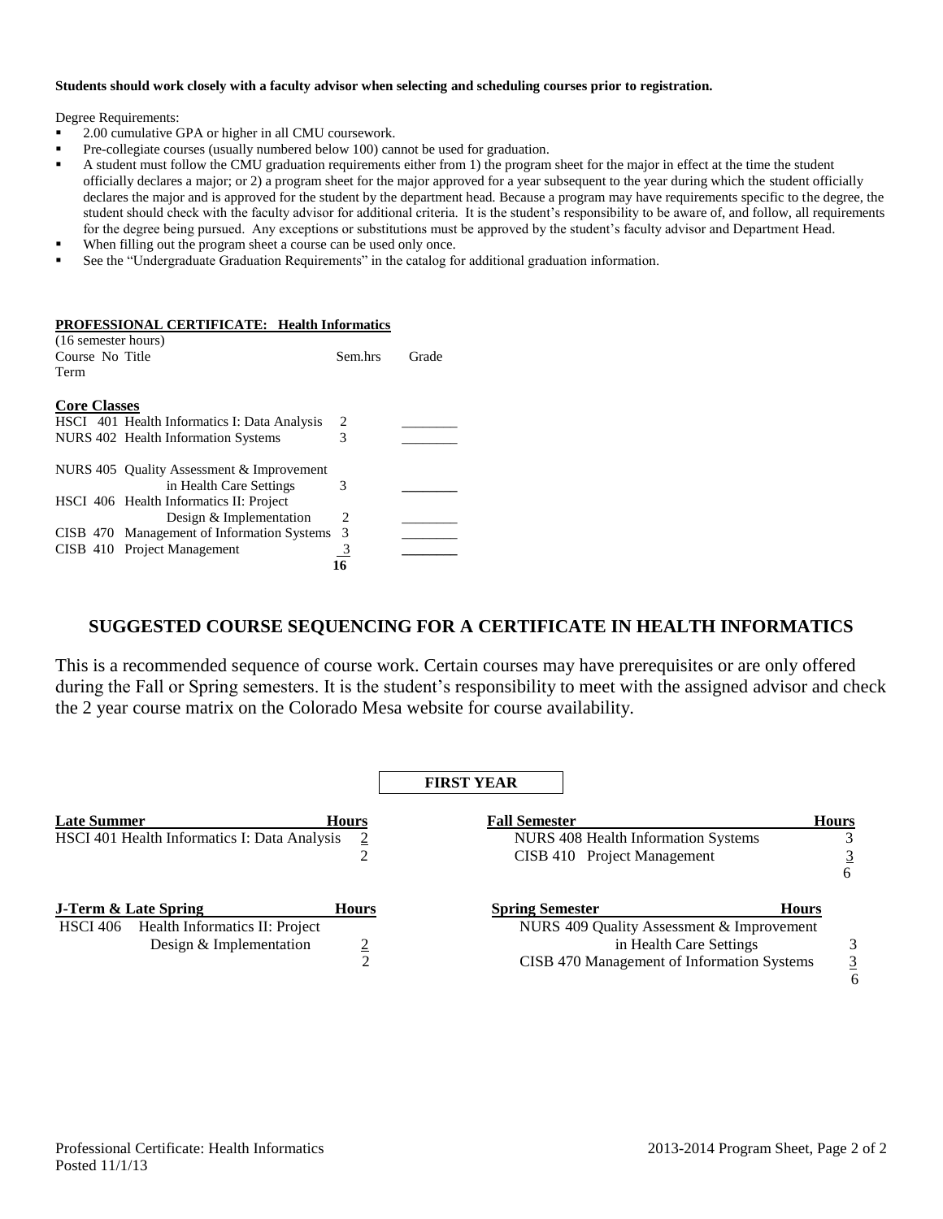**Students should work closely with a faculty advisor when selecting and scheduling courses prior to registration.**

Degree Requirements:

- 2.00 cumulative GPA or higher in all CMU coursework.
- Pre-collegiate courses (usually numbered below 100) cannot be used for graduation.
- A student must follow the CMU graduation requirements either from 1) the program sheet for the major in effect at the time the student officially declares a major; or 2) a program sheet for the major approved for a year subsequent to the year during which the student officially declares the major and is approved for the student by the department head. Because a program may have requirements specific to the degree, the student should check with the faculty advisor for additional criteria. It is the student's responsibility to be aware of, and follow, all requirements for the degree being pursued. Any exceptions or substitutions must be approved by the student's faculty advisor and Department Head.
- When filling out the program sheet a course can be used only once.
- See the "Undergraduate Graduation Requirements" in the catalog for additional graduation information.

**PROFESSIONAL CERTIFICATE: Health Informatics**

(16 semester hours)

| Course No | Title | Sem.hrs | Grade | Term |
|---|---|---|---|---|
| **Core Classes** | | | | |
| HSCI 401 | Health Informatics I: Data Analysis | 2 | ________ | |
| NURS 402 | Health Information Systems | 3 | ________ | |
| NURS 405 | Quality Assessment & Improvement in Health Care Settings | 3 | ________ | |
| HSCI 406 | Health Informatics II: Project Design & Implementation | 2 | ________ | |
| CISB 470 | Management of Information Systems | 3 | ________ | |
| CISB 410 | Project Management | 3 | ________ | |
| | | **16** | | |

## SUGGESTED COURSE SEQUENCING FOR A CERTIFICATE IN HEALTH INFORMATICS

This is a recommended sequence of course work. Certain courses may have prerequisites or are only offered during the Fall or Spring semesters. It is the student's responsibility to meet with the assigned advisor and check the 2 year course matrix on the Colorado Mesa website for course availability.

### FIRST YEAR

| Late Summer | Hours | Fall Semester | Hours |
|---|---|---|---|
| HSCI 401 Health Informatics I: Data Analysis | 2 | NURS 408 Health Information Systems | 3 |
| | | CISB 410 Project Management | 3 |
| | 2 | | 6 |

| J-Term & Late Spring | Hours | Spring Semester | Hours |
|---|---|---|---|
| HSCI 406 Health Informatics II: Project Design & Implementation | 2 | NURS 409 Quality Assessment & Improvement in Health Care Settings | 3 |
| | | CISB 470 Management of Information Systems | 3 |
| | 2 | | 6 |

Professional Certificate: Health Informatics
Posted 11/1/13